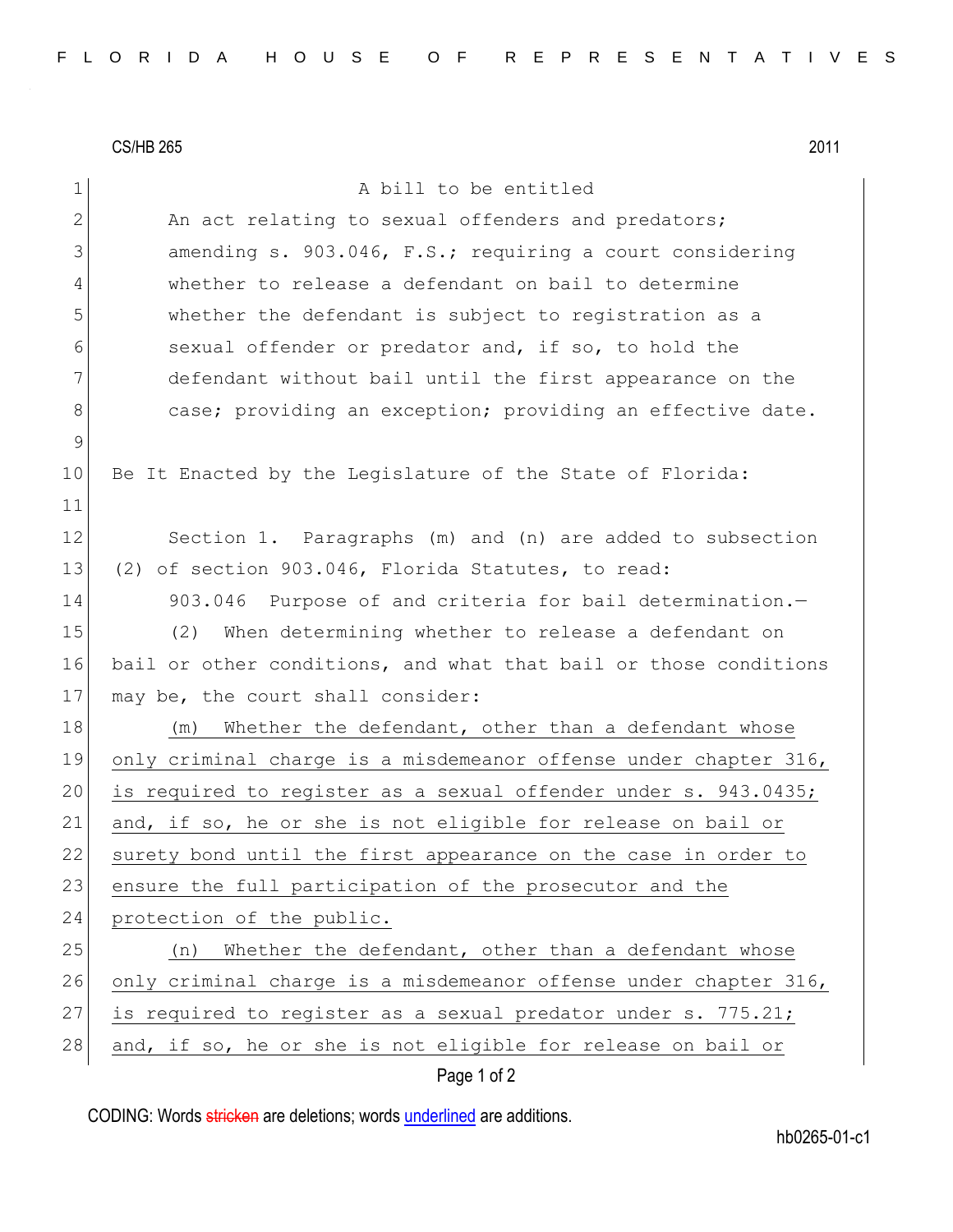CS/HB 265 2011

A bill to be entitled

An act relating to sexual offenders and predators; amending s. 903.046, F.S.; requiring a court considering whether to release a defendant on bail to determine whether the defendant is subject to registration as a sexual offender or predator and, if so, to hold the defendant without bail until the first appearance on the case; providing an exception; providing an effective date.

Be It Enacted by the Legislature of the State of Florida:

Section 1. Paragraphs (m) and (n) are added to subsection (2) of section 903.046, Florida Statutes, to read:

903.046 Purpose of and criteria for bail determination.—

(2) When determining whether to release a defendant on bail or other conditions, and what that bail or those conditions may be, the court shall consider:

(m) Whether the defendant, other than a defendant whose only criminal charge is a misdemeanor offense under chapter 316, is required to register as a sexual offender under s. 943.0435; and, if so, he or she is not eligible for release on bail or surety bond until the first appearance on the case in order to ensure the full participation of the prosecutor and the protection of the public.

(n) Whether the defendant, other than a defendant whose only criminal charge is a misdemeanor offense under chapter 316, is required to register as a sexual predator under s. 775.21; and, if so, he or she is not eligible for release on bail or

CODING: Words stricken are deletions; words underlined are additions.

hb0265-01-c1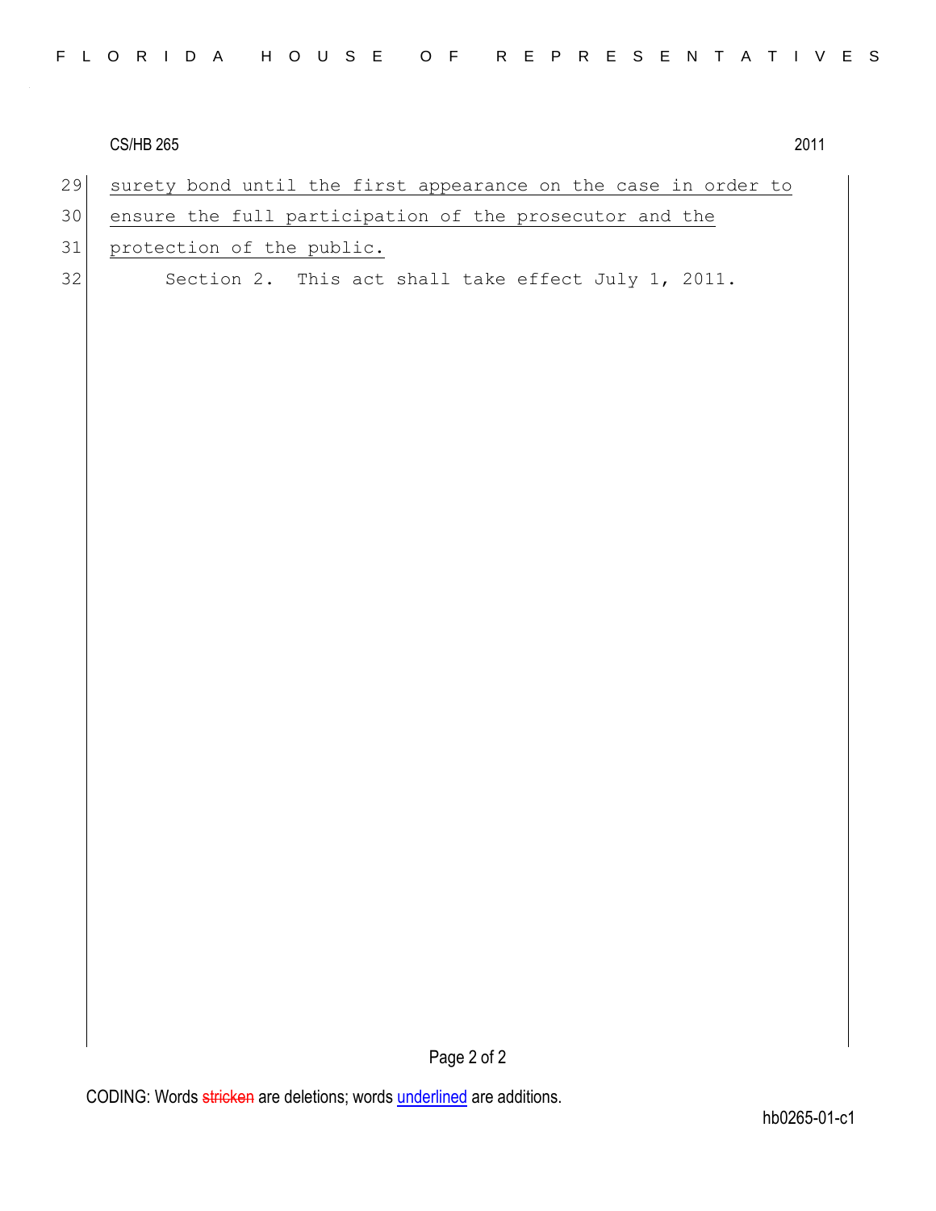29 surety bond until the first appearance on the case in order to
30 ensure the full participation of the prosecutor and the
31 protection of the public.
32 Section 2. This act shall take effect July 1, 2011.

CODING: Words ~~stricken~~ are deletions; words underlined are additions.